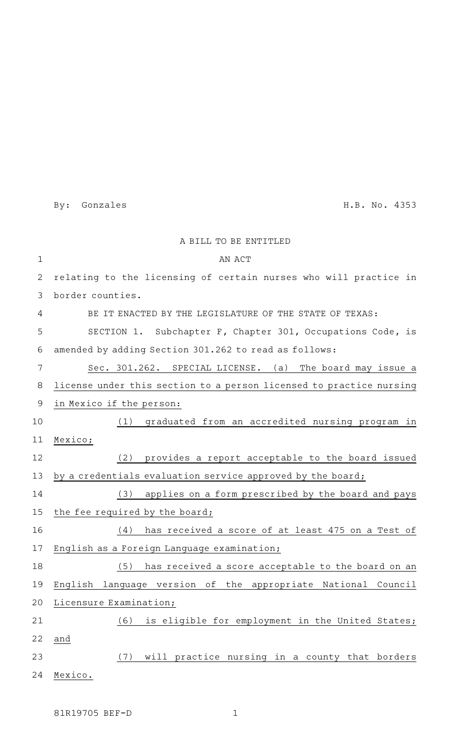By: Gonzales H.B. No. 4353

A BILL TO BE ENTITLED

AN ACT

relating to the licensing of certain nurses who will practice in border counties.

BE IT ENACTED BY THE LEGISLATURE OF THE STATE OF TEXAS:

SECTION 1. Subchapter F, Chapter 301, Occupations Code, is amended by adding Section 301.262 to read as follows:

Sec. 301.262. SPECIAL LICENSE. (a) The board may issue a license under this section to a person licensed to practice nursing in Mexico if the person:

(1) graduated from an accredited nursing program in Mexico;

(2) provides a report acceptable to the board issued by a credentials evaluation service approved by the board;

(3) applies on a form prescribed by the board and pays the fee required by the board;

(4) has received a score of at least 475 on a Test of English as a Foreign Language examination;

(5) has received a score acceptable to the board on an English language version of the appropriate National Council Licensure Examination;

(6) is eligible for employment in the United States; and

(7) will practice nursing in a county that borders Mexico.

81R19705 BEF-D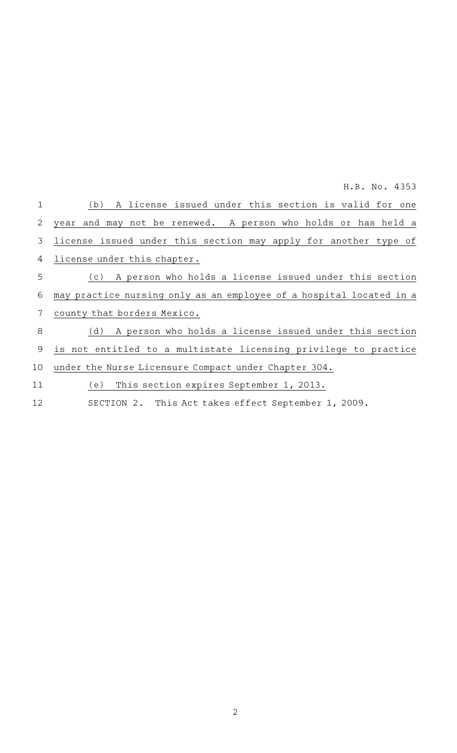(b) A license issued under this section is valid for one year and may not be renewed. A person who holds or has held a license issued under this section may apply for another type of license under this chapter.

(c) A person who holds a license issued under this section may practice nursing only as an employee of a hospital located in a county that borders Mexico.

(d) A person who holds a license issued under this section is not entitled to a multistate licensing privilege to practice under the Nurse Licensure Compact under Chapter 304.

(e) This section expires September 1, 2013.

SECTION 2. This Act takes effect September 1, 2009.